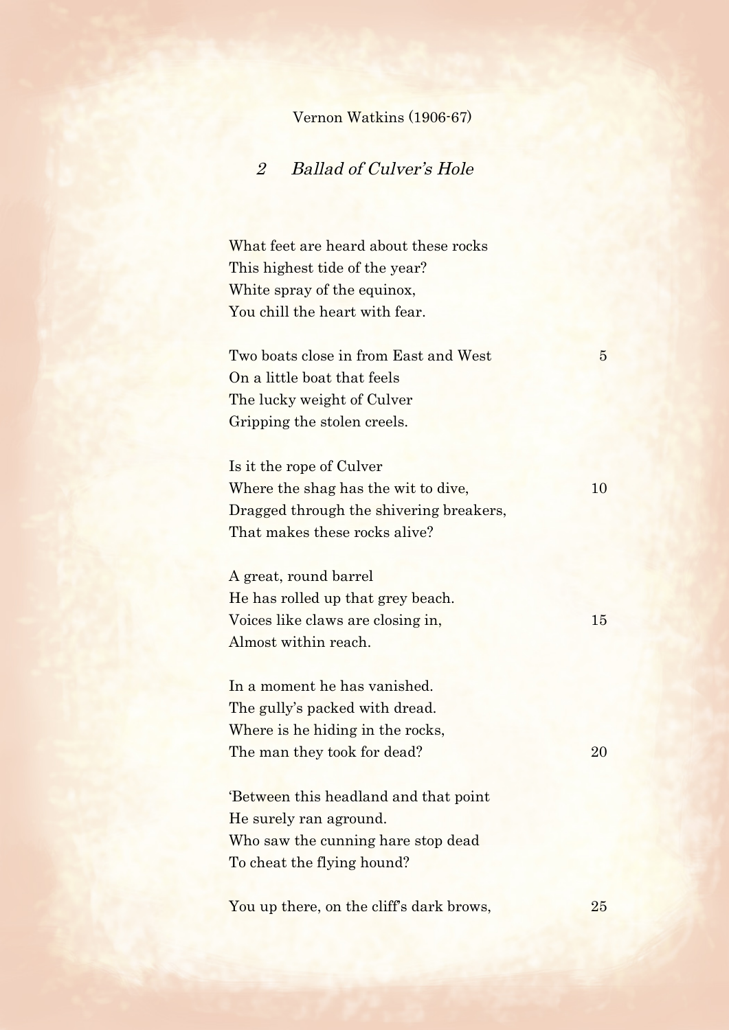Vernon Watkins (1906-67)

## *2 Ballad of Culver's Hole*

What feet are heard about these rocks  
This highest tide of the year?  
White spray of the equinox,  
You chill the heart with fear.

Two boats close in from East and West 5  
On a little boat that feels  
The lucky weight of Culver  
Gripping the stolen creels.

Is it the rope of Culver  
Where the shag has the wit to dive, 10  
Dragged through the shivering breakers,  
That makes these rocks alive?

A great, round barrel  
He has rolled up that grey beach.  
Voices like claws are closing in, 15  
Almost within reach.

In a moment he has vanished.  
The gully's packed with dread.  
Where is he hiding in the rocks,  
The man they took for dead? 20

'Between this headland and that point  
He surely ran aground.  
Who saw the cunning hare stop dead  
To cheat the flying hound?

You up there, on the cliff's dark brows, 25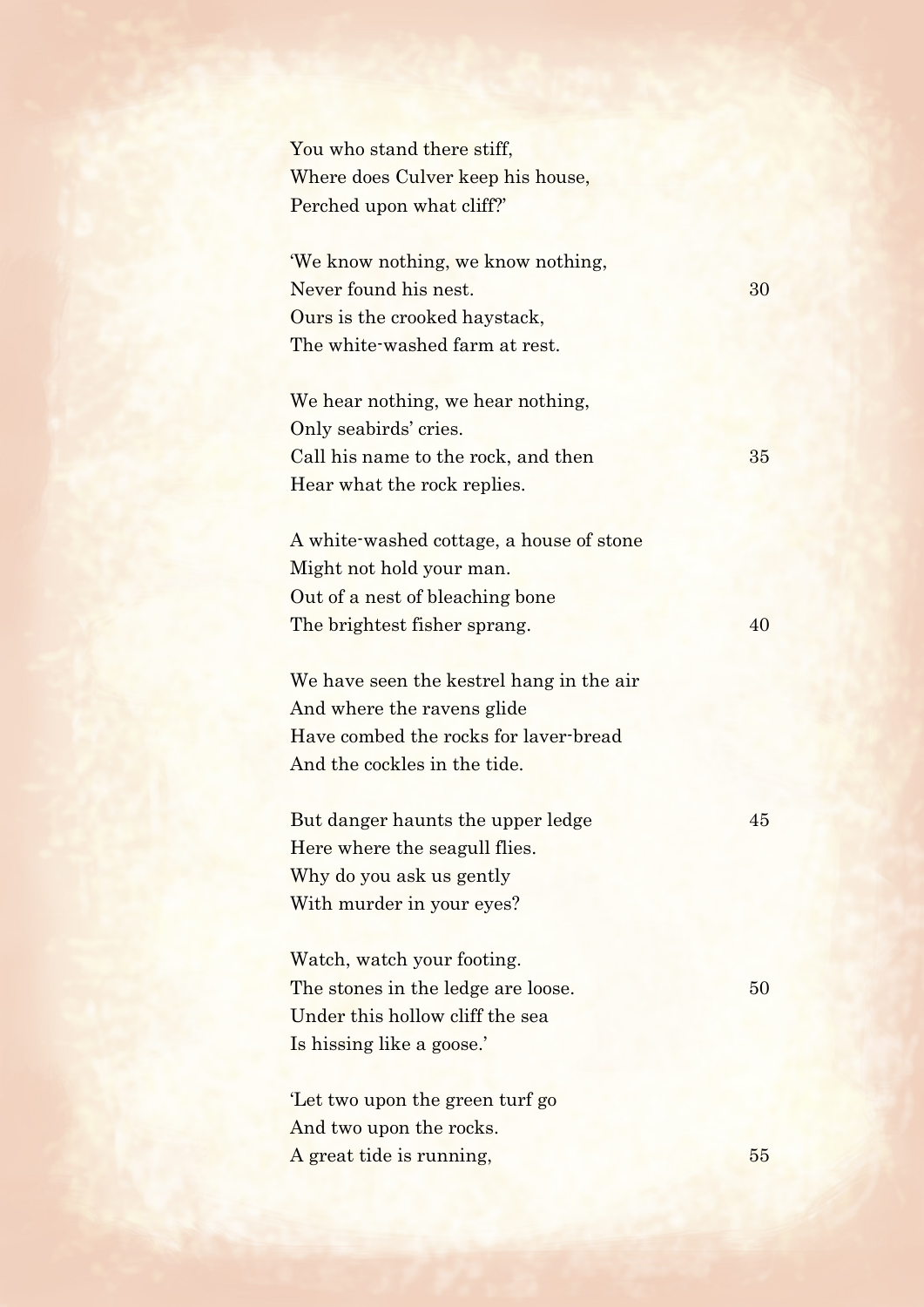You who stand there stiff,  
Where does Culver keep his house,  
Perched upon what cliff?'

'We know nothing, we know nothing,  
Never found his nest.  
Ours is the crooked haystack,  
The white-washed farm at rest.

We hear nothing, we hear nothing,  
Only seabirds' cries.  
Call his name to the rock, and then  
Hear what the rock replies.

A white-washed cottage, a house of stone  
Might not hold your man.  
Out of a nest of bleaching bone  
The brightest fisher sprang.

We have seen the kestrel hang in the air  
And where the ravens glide  
Have combed the rocks for laver-bread  
And the cockles in the tide.

But danger haunts the upper ledge  
Here where the seagull flies.  
Why do you ask us gently  
With murder in your eyes?

Watch, watch your footing.  
The stones in the ledge are loose.  
Under this hollow cliff the sea  
Is hissing like a goose.'

'Let two upon the green turf go  
And two upon the rocks.  
A great tide is running,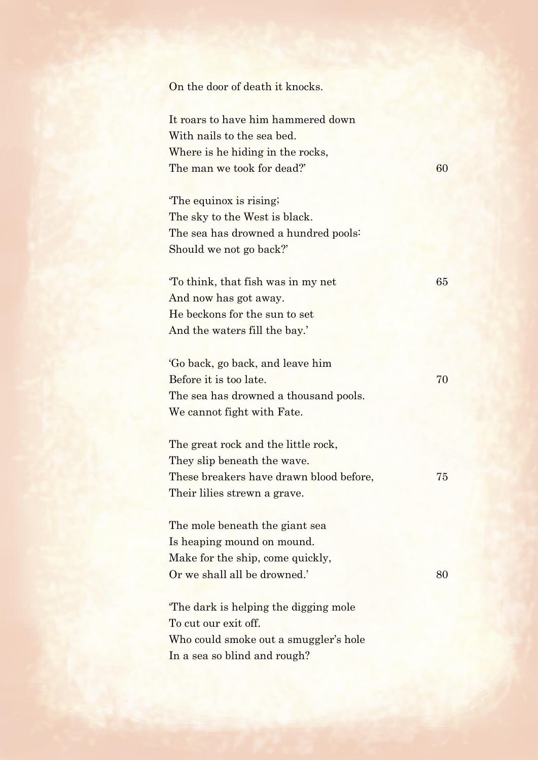On the door of death it knocks.

It roars to have him hammered down  
With nails to the sea bed.  
Where is he hiding in the rocks,  
The man we took for dead?' 60

'The equinox is rising;  
The sky to the West is black.  
The sea has drowned a hundred pools:  
Should we not go back?'

'To think, that fish was in my net 65  
And now has got away.  
He beckons for the sun to set  
And the waters fill the bay.'

'Go back, go back, and leave him  
Before it is too late. 70  
The sea has drowned a thousand pools.  
We cannot fight with Fate.

The great rock and the little rock,  
They slip beneath the wave.  
These breakers have drawn blood before, 75  
Their lilies strewn a grave.

The mole beneath the giant sea  
Is heaping mound on mound.  
Make for the ship, come quickly,  
Or we shall all be drowned.' 80

'The dark is helping the digging mole  
To cut our exit off.  
Who could smoke out a smuggler's hole  
In a sea so blind and rough?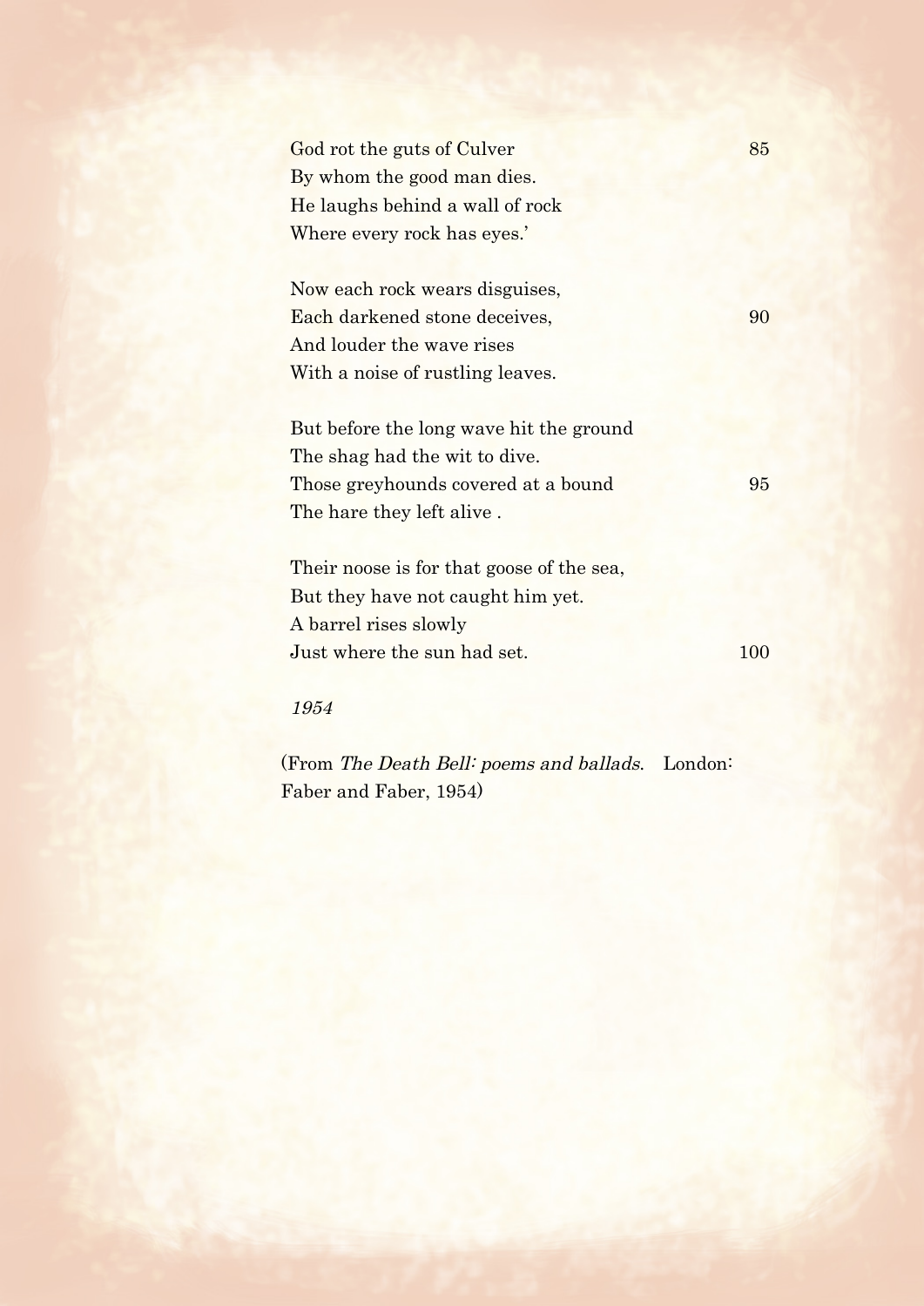God rot the guts of Culver  
By whom the good man dies.  
He laughs behind a wall of rock  
Where every rock has eyes.'

Now each rock wears disguises,  
Each darkened stone deceives,  
And louder the wave rises  
With a noise of rustling leaves.

But before the long wave hit the ground  
The shag had the wit to dive.  
Those greyhounds covered at a bound  
The hare they left alive .

Their noose is for that goose of the sea,  
But they have not caught him yet.  
A barrel rises slowly  
Just where the sun had set.

*1954*

(From *The Death Bell: poems and ballads*. London: Faber and Faber, 1954)